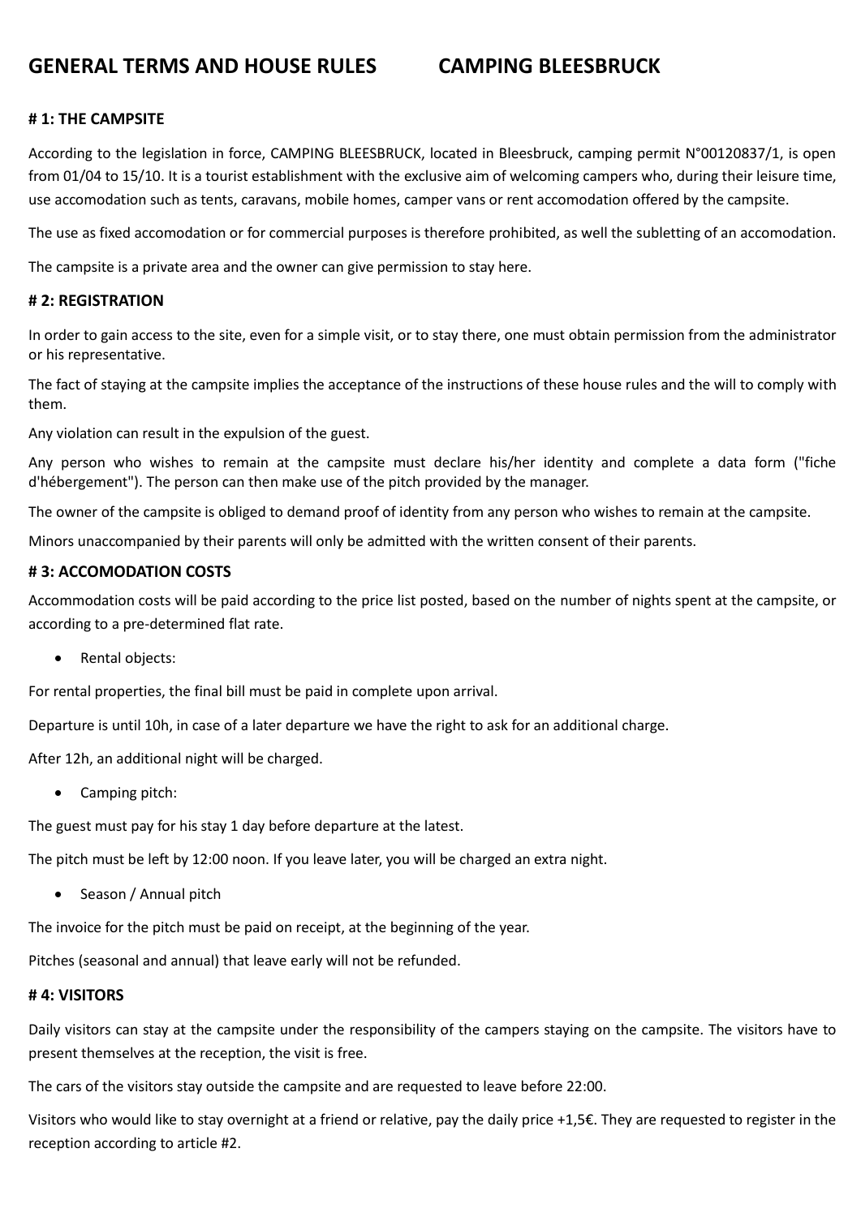# GENERAL TERMS AND HOUSE RULES CAMPING BLEESBRUCK

### # 1: THE CAMPSITE

According to the legislation in force, CAMPING BLEESBRUCK, located in Bleesbruck, camping permit N°00120837/1, is open from 01/04 to 15/10. It is a tourist establishment with the exclusive aim of welcoming campers who, during their leisure time, use accomodation such as tents, caravans, mobile homes, camper vans or rent accomodation offered by the campsite.

The use as fixed accomodation or for commercial purposes is therefore prohibited, as well the subletting of an accomodation.

The campsite is a private area and the owner can give permission to stay here.

### # 2: REGISTRATION

In order to gain access to the site, even for a simple visit, or to stay there, one must obtain permission from the administrator or his representative.

The fact of staying at the campsite implies the acceptance of the instructions of these house rules and the will to comply with them.

Any violation can result in the expulsion of the guest.

Any person who wishes to remain at the campsite must declare his/her identity and complete a data form ("fiche d'hébergement"). The person can then make use of the pitch provided by the manager.

The owner of the campsite is obliged to demand proof of identity from any person who wishes to remain at the campsite.

Minors unaccompanied by their parents will only be admitted with the written consent of their parents.

### # 3: ACCOMODATION COSTS

Accommodation costs will be paid according to the price list posted, based on the number of nights spent at the campsite, or according to a pre-determined flat rate.

- Rental objects:

For rental properties, the final bill must be paid in complete upon arrival.

Departure is until 10h, in case of a later departure we have the right to ask for an additional charge.

After 12h, an additional night will be charged.

- Camping pitch:

The guest must pay for his stay 1 day before departure at the latest.

The pitch must be left by 12:00 noon. If you leave later, you will be charged an extra night.

- Season / Annual pitch

The invoice for the pitch must be paid on receipt, at the beginning of the year.

Pitches (seasonal and annual) that leave early will not be refunded.

### # 4: VISITORS

Daily visitors can stay at the campsite under the responsibility of the campers staying on the campsite. The visitors have to present themselves at the reception, the visit is free.

The cars of the visitors stay outside the campsite and are requested to leave before 22:00.

Visitors who would like to stay overnight at a friend or relative, pay the daily price +1,5€. They are requested to register in the reception according to article #2.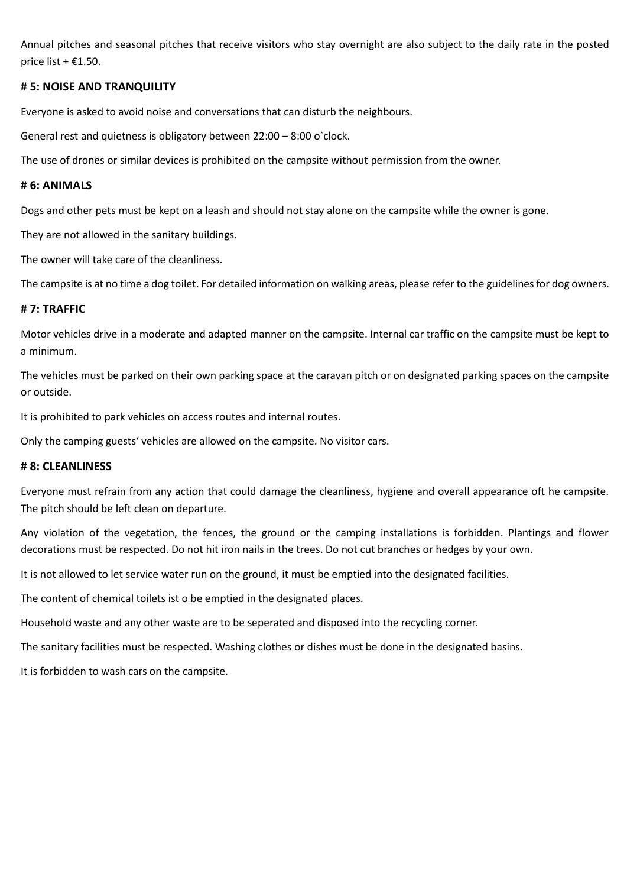Annual pitches and seasonal pitches that receive visitors who stay overnight are also subject to the daily rate in the posted price list + €1.50.

**# 5: NOISE AND TRANQUILITY**

Everyone is asked to avoid noise and conversations that can disturb the neighbours.

General rest and quietness is obligatory between 22:00 – 8:00 o`clock.

The use of drones or similar devices is prohibited on the campsite without permission from the owner.

**# 6: ANIMALS**

Dogs and other pets must be kept on a leash and should not stay alone on the campsite while the owner is gone.

They are not allowed in the sanitary buildings.

The owner will take care of the cleanliness.

The campsite is at no time a dog toilet. For detailed information on walking areas, please refer to the guidelines for dog owners.

**# 7: TRAFFIC**

Motor vehicles drive in a moderate and adapted manner on the campsite. Internal car traffic on the campsite must be kept to a minimum.

The vehicles must be parked on their own parking space at the caravan pitch or on designated parking spaces on the campsite or outside.

It is prohibited to park vehicles on access routes and internal routes.

Only the camping guests' vehicles are allowed on the campsite. No visitor cars.

**# 8: CLEANLINESS**

Everyone must refrain from any action that could damage the cleanliness, hygiene and overall appearance oft he campsite. The pitch should be left clean on departure.

Any violation of the vegetation, the fences, the ground or the camping installations is forbidden. Plantings and flower decorations must be respected. Do not hit iron nails in the trees. Do not cut branches or hedges by your own.

It is not allowed to let service water run on the ground, it must be emptied into the designated facilities.

The content of chemical toilets ist o be emptied in the designated places.

Household waste and any other waste are to be seperated and disposed into the recycling corner.

The sanitary facilities must be respected. Washing clothes or dishes must be done in the designated basins.

It is forbidden to wash cars on the campsite.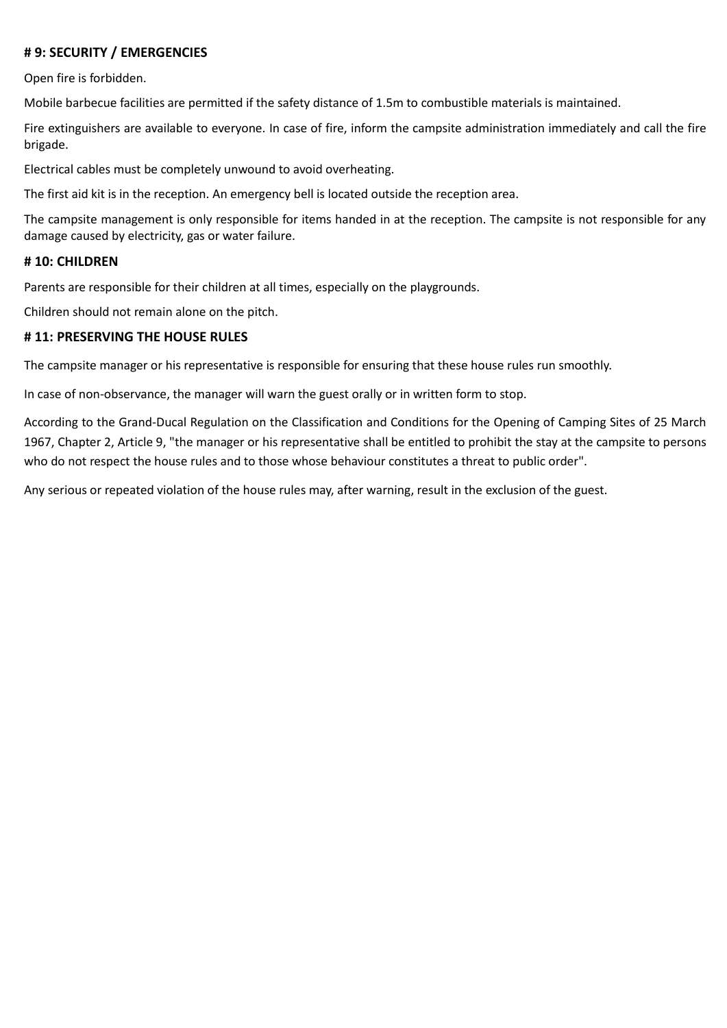**# 9: SECURITY / EMERGENCIES**

Open fire is forbidden.

Mobile barbecue facilities are permitted if the safety distance of 1.5m to combustible materials is maintained.

Fire extinguishers are available to everyone. In case of fire, inform the campsite administration immediately and call the fire brigade.

Electrical cables must be completely unwound to avoid overheating.

The first aid kit is in the reception. An emergency bell is located outside the reception area.

The campsite management is only responsible for items handed in at the reception. The campsite is not responsible for any damage caused by electricity, gas or water failure.

**# 10: CHILDREN**

Parents are responsible for their children at all times, especially on the playgrounds.

Children should not remain alone on the pitch.

**# 11: PRESERVING THE HOUSE RULES**

The campsite manager or his representative is responsible for ensuring that these house rules run smoothly.

In case of non-observance, the manager will warn the guest orally or in written form to stop.

According to the Grand-Ducal Regulation on the Classification and Conditions for the Opening of Camping Sites of 25 March 1967, Chapter 2, Article 9, "the manager or his representative shall be entitled to prohibit the stay at the campsite to persons who do not respect the house rules and to those whose behaviour constitutes a threat to public order".

Any serious or repeated violation of the house rules may, after warning, result in the exclusion of the guest.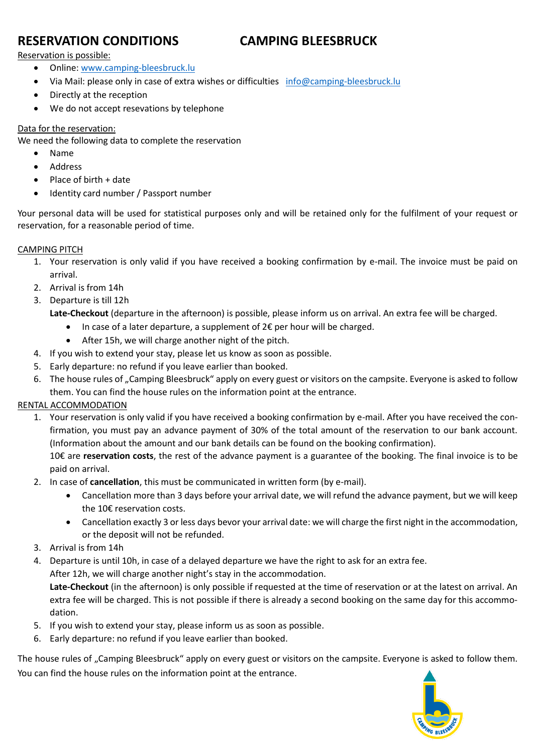# RESERVATION CONDITIONS CAMPING BLEESBRUCK

Reservation is possible:

- Online: www.camping-bleesbruck.lu
- Via Mail: please only in case of extra wishes or difficulties info@camping-bleesbruck.lu
- Directly at the reception
- We do not accept resevations by telephone

Data for the reservation:

We need the following data to complete the reservation

- Name
- Address
- Place of birth + date
- Identity card number / Passport number

Your personal data will be used for statistical purposes only and will be retained only for the fulfilment of your request or reservation, for a reasonable period of time.

## CAMPING PITCH

1. Your reservation is only valid if you have received a booking confirmation by e-mail. The invoice must be paid on arrival.
2. Arrival is from 14h
3. Departure is till 12h

   **Late-Checkout** (departure in the afternoon) is possible, please inform us on arrival. An extra fee will be charged.
   - In case of a later departure, a supplement of 2€ per hour will be charged.
   - After 15h, we will charge another night of the pitch.
4. If you wish to extend your stay, please let us know as soon as possible.
5. Early departure: no refund if you leave earlier than booked.
6. The house rules of „Camping Bleesbruck" apply on every guest or visitors on the campsite. Everyone is asked to follow them. You can find the house rules on the information point at the entrance.

## RENTAL ACCOMMODATION

1. Your reservation is only valid if you have received a booking confirmation by e-mail. After you have received the confirmation, you must pay an advance payment of 30% of the total amount of the reservation to our bank account. (Information about the amount and our bank details can be found on the booking confirmation).

   10€ are **reservation costs**, the rest of the advance payment is a guarantee of the booking. The final invoice is to be paid on arrival.
2. In case of **cancellation**, this must be communicated in written form (by e-mail).
   - Cancellation more than 3 days before your arrival date, we will refund the advance payment, but we will keep the 10€ reservation costs.
   - Cancellation exactly 3 or less days bevor your arrival date: we will charge the first night in the accommodation, or the deposit will not be refunded.
3. Arrival is from 14h
4. Departure is until 10h, in case of a delayed departure we have the right to ask for an extra fee.

   After 12h, we will charge another night's stay in the accommodation.

   **Late-Checkout** (in the afternoon) is only possible if requested at the time of reservation or at the latest on arrival. An extra fee will be charged. This is not possible if there is already a second booking on the same day for this accommodation.
5. If you wish to extend your stay, please inform us as soon as possible.
6. Early departure: no refund if you leave earlier than booked.

The house rules of „Camping Bleesbruck" apply on every guest or visitors on the campsite. Everyone is asked to follow them. You can find the house rules on the information point at the entrance.